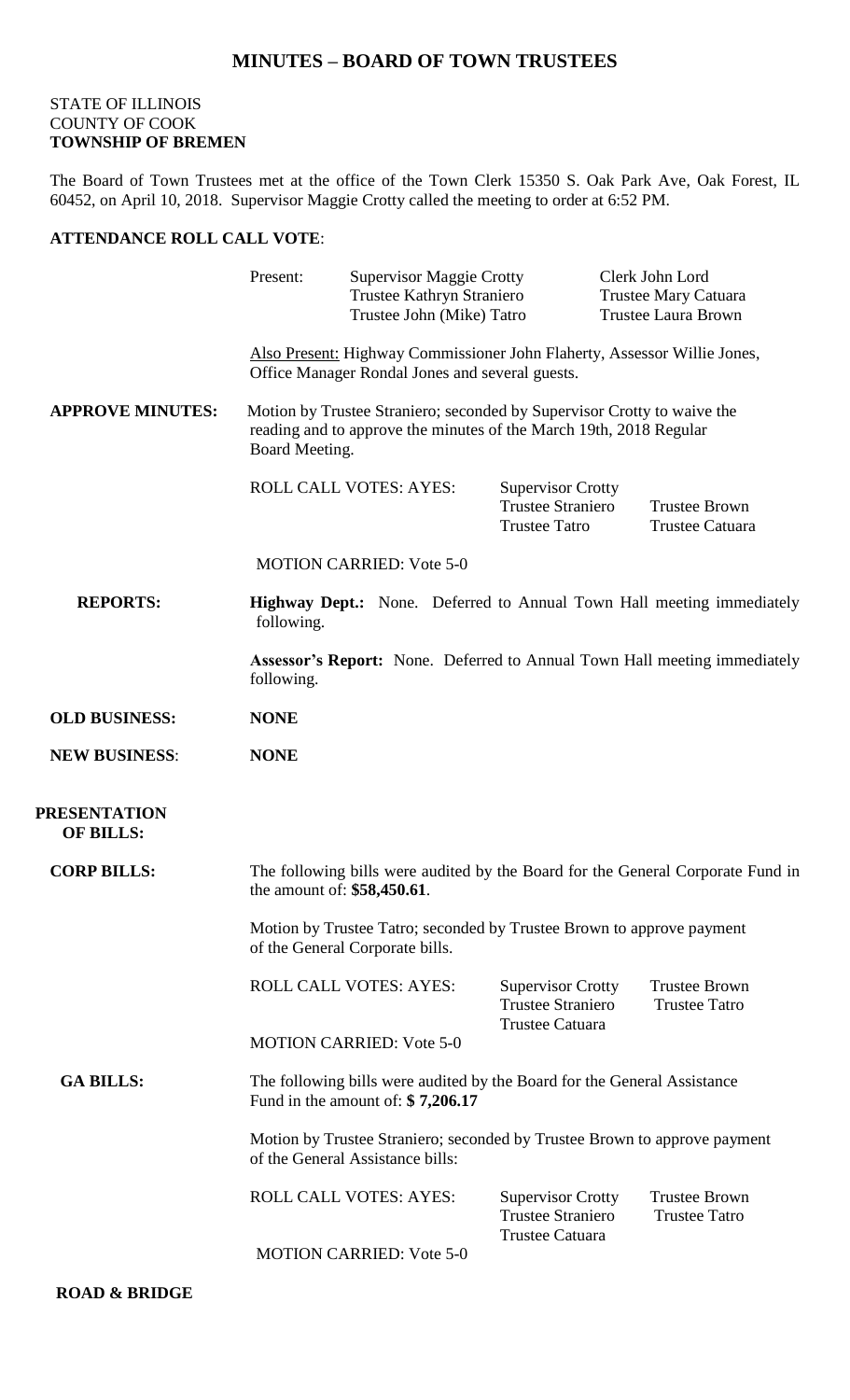# MINUTES – BOARD OF TOWN TRUSTEES

STATE OF ILLINOIS
COUNTY OF COOK
**TOWNSHIP OF BREMEN**

The Board of Town Trustees met at the office of the Town Clerk 15350 S. Oak Park Ave, Oak Forest, IL 60452, on April 10, 2018. Supervisor Maggie Crotty called the meeting to order at 6:52 PM.

**ATTENDANCE ROLL CALL VOTE**:

Present:
- Supervisor Maggie Crotty
- Trustee Kathryn Straniero
- Trustee John (Mike) Tatro
- Clerk John Lord
- Trustee Mary Catuara
- Trustee Laura Brown

Also Present: Highway Commissioner John Flaherty, Assessor Willie Jones, Office Manager Rondal Jones and several guests.

**APPROVE MINUTES:** Motion by Trustee Straniero; seconded by Supervisor Crotty to waive the reading and to approve the minutes of the March 19th, 2018 Regular Board Meeting.

ROLL CALL VOTES: AYES: Supervisor Crotty, Trustee Straniero, Trustee Tatro, Trustee Brown, Trustee Catuara

MOTION CARRIED: Vote 5-0

**REPORTS:**

**Highway Dept.:** None. Deferred to Annual Town Hall meeting immediately following.

**Assessor's Report:** None. Deferred to Annual Town Hall meeting immediately following.

**OLD BUSINESS:** **NONE**

**NEW BUSINESS**: **NONE**

**PRESENTATION OF BILLS:**

**CORP BILLS:** The following bills were audited by the Board for the General Corporate Fund in the amount of: **$58,450.61**.

Motion by Trustee Tatro; seconded by Trustee Brown to approve payment of the General Corporate bills.

ROLL CALL VOTES: AYES: Supervisor Crotty, Trustee Straniero, Trustee Catuara, Trustee Brown, Trustee Tatro

MOTION CARRIED: Vote 5-0

**GA BILLS:** The following bills were audited by the Board for the General Assistance Fund in the amount of: **$ 7,206.17**

Motion by Trustee Straniero; seconded by Trustee Brown to approve payment of the General Assistance bills:

ROLL CALL VOTES: AYES: Supervisor Crotty, Trustee Straniero, Trustee Catuara, Trustee Brown, Trustee Tatro

MOTION CARRIED: Vote 5-0

**ROAD & BRIDGE**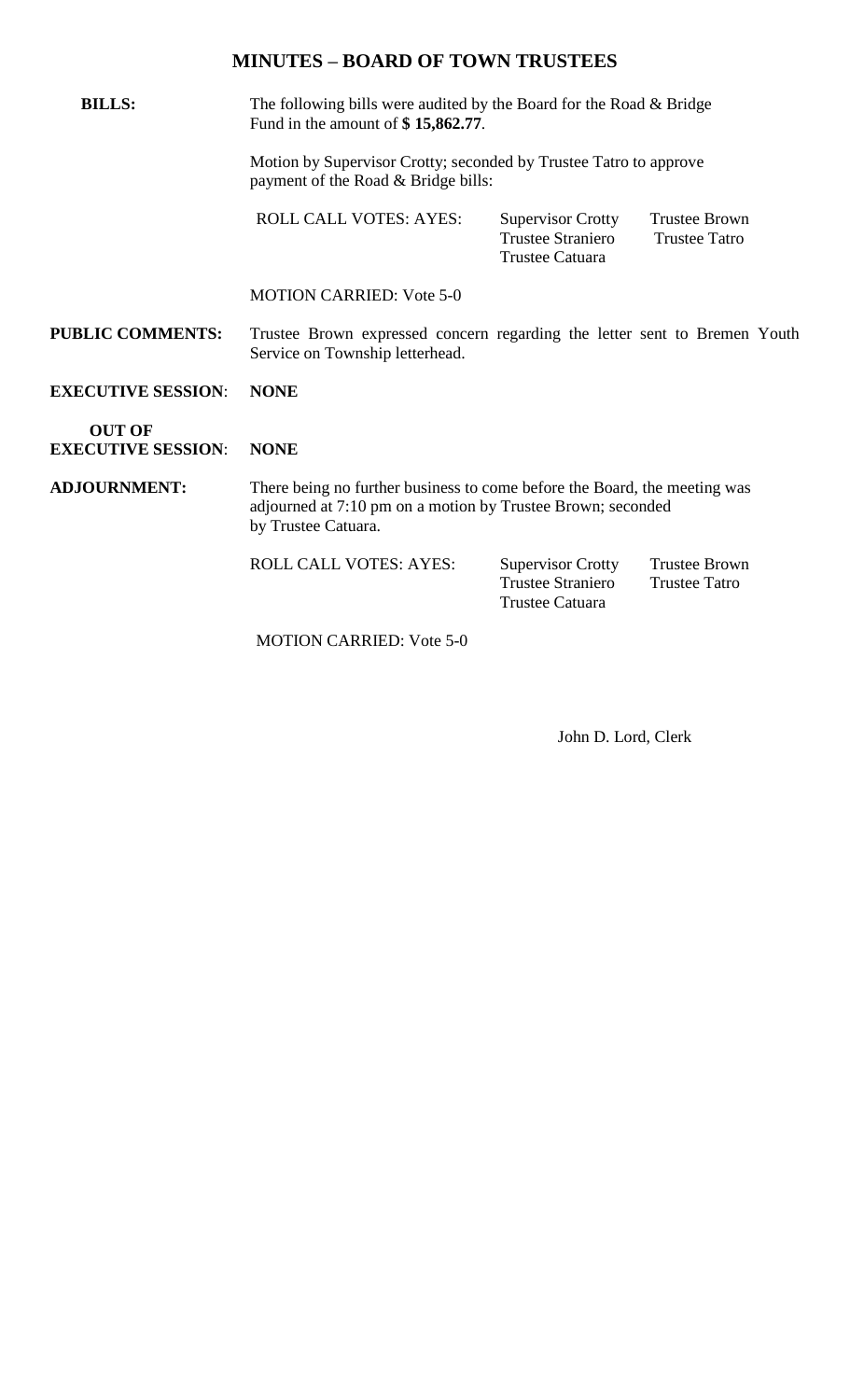## MINUTES – BOARD OF TOWN TRUSTEES

**BILLS:** The following bills were audited by the Board for the Road & Bridge Fund in the amount of **$ 15,862.77**.

Motion by Supervisor Crotty; seconded by Trustee Tatro to approve payment of the Road & Bridge bills:

| | | |
|---|---|---|
| ROLL CALL VOTES: AYES: | Supervisor Crotty<br>Trustee Straniero<br>Trustee Catuara | Trustee Brown<br>Trustee Tatro |

MOTION CARRIED: Vote 5-0

**PUBLIC COMMENTS:** Trustee Brown expressed concern regarding the letter sent to Bremen Youth Service on Township letterhead.

**EXECUTIVE SESSION**: **NONE**

**OUT OF EXECUTIVE SESSION**: **NONE**

**ADJOURNMENT:** There being no further business to come before the Board, the meeting was adjourned at 7:10 pm on a motion by Trustee Brown; seconded by Trustee Catuara.

| | | |
|---|---|---|
| ROLL CALL VOTES: AYES: | Supervisor Crotty<br>Trustee Straniero<br>Trustee Catuara | Trustee Brown<br>Trustee Tatro |

MOTION CARRIED: Vote 5-0

John D. Lord, Clerk